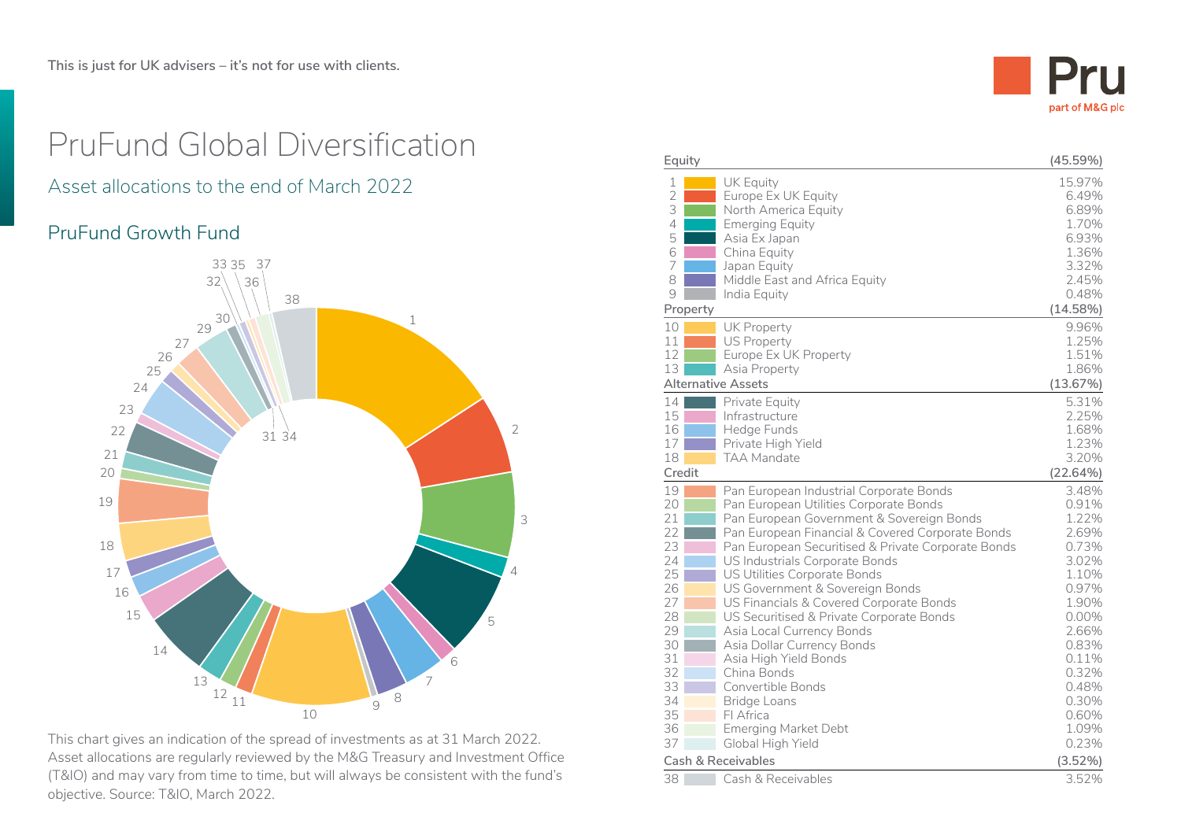This is just for UK advisers – it's not for use with clients.

# PruFund Global Diversification

## Asset allocations to the end of March 2022

### PruFund Growth Fund

This chart gives an indication of the spread of investments as at 31 March 2022. Asset allocations are regularly reviewed by the M&G Treasury and Investment Office (T&IO) and may vary from time to time, but will always be consistent with the fund's objective. Source: T&IO, March 2022.

| # | Asset | Allocation |
|---|---|---|
| | **Equity** | **(45.59%)** |
| 1 | UK Equity | 15.97% |
| 2 | Europe Ex UK Equity | 6.49% |
| 3 | North America Equity | 6.89% |
| 4 | Emerging Equity | 1.70% |
| 5 | Asia Ex Japan | 6.93% |
| 6 | China Equity | 1.36% |
| 7 | Japan Equity | 3.32% |
| 8 | Middle East and Africa Equity | 2.45% |
| 9 | India Equity | 0.48% |
| | **Property** | **(14.58%)** |
| 10 | UK Property | 9.96% |
| 11 | US Property | 1.25% |
| 12 | Europe Ex UK Property | 1.51% |
| 13 | Asia Property | 1.86% |
| | **Alternative Assets** | **(13.67%)** |
| 14 | Private Equity | 5.31% |
| 15 | Infrastructure | 2.25% |
| 16 | Hedge Funds | 1.68% |
| 17 | Private High Yield | 1.23% |
| 18 | TAA Mandate | 3.20% |
| | **Credit** | **(22.64%)** |
| 19 | Pan European Industrial Corporate Bonds | 3.48% |
| 20 | Pan European Utilities Corporate Bonds | 0.91% |
| 21 | Pan European Government & Sovereign Bonds | 1.22% |
| 22 | Pan European Financial & Covered Corporate Bonds | 2.69% |
| 23 | Pan European Securitised & Private Corporate Bonds | 0.73% |
| 24 | US Industrials Corporate Bonds | 3.02% |
| 25 | US Utilities Corporate Bonds | 1.10% |
| 26 | US Government & Sovereign Bonds | 0.97% |
| 27 | US Financials & Covered Corporate Bonds | 1.90% |
| 28 | US Securitised & Private Corporate Bonds | 0.00% |
| 29 | Asia Local Currency Bonds | 2.66% |
| 30 | Asia Dollar Currency Bonds | 0.83% |
| 31 | Asia High Yield Bonds | 0.11% |
| 32 | China Bonds | 0.32% |
| 33 | Convertible Bonds | 0.48% |
| 34 | Bridge Loans | 0.30% |
| 35 | FI Africa | 0.60% |
| 36 | Emerging Market Debt | 1.09% |
| 37 | Global High Yield | 0.23% |
| | **Cash & Receivables** | **(3.52%)** |
| 38 | Cash & Receivables | 3.52% |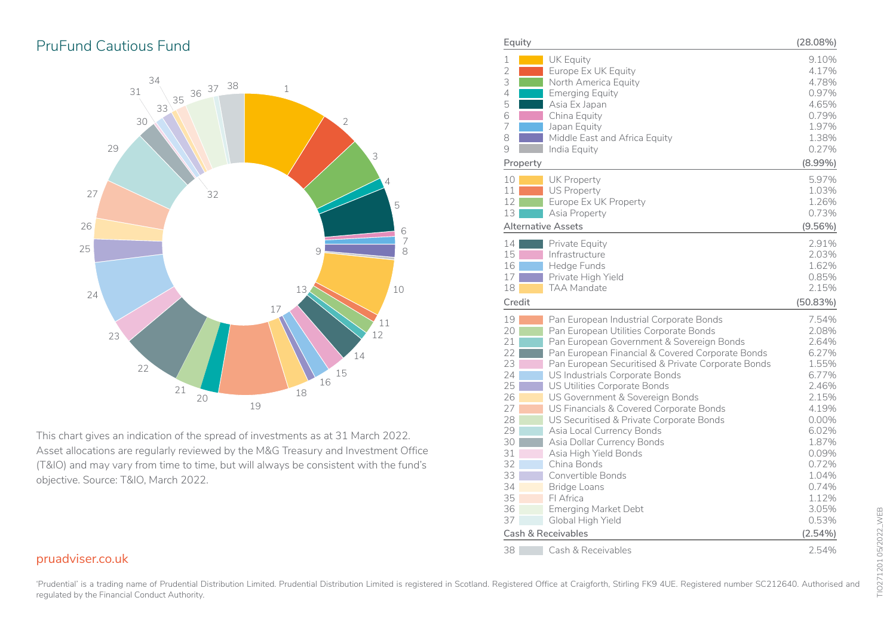## PruFund Cautious Fund

1 2 3 4 5 6 7 8 9 10 11 12 13 14 15 16 17 18 19 20 21 22 23 24 25 26 27 28 29 30 31 32 33 34 35 36 37 38

This chart gives an indication of the spread of investments as at 31 March 2022. Asset allocations are regularly reviewed by the M&G Treasury and Investment Office (T&IO) and may vary from time to time, but will always be consistent with the fund's objective. Source: T&IO, March 2022.

| | | |
|---|---|---|
| **Equity** | | **(28.08%)** |
| 1 | UK Equity | 9.10% |
| 2 | Europe Ex UK Equity | 4.17% |
| 3 | North America Equity | 4.78% |
| 4 | Emerging Equity | 0.97% |
| 5 | Asia Ex Japan | 4.65% |
| 6 | China Equity | 0.79% |
| 7 | Japan Equity | 1.97% |
| 8 | Middle East and Africa Equity | 1.38% |
| 9 | India Equity | 0.27% |
| **Property** | | **(8.99%)** |
| 10 | UK Property | 5.97% |
| 11 | US Property | 1.03% |
| 12 | Europe Ex UK Property | 1.26% |
| 13 | Asia Property | 0.73% |
| **Alternative Assets** | | **(9.56%)** |
| 14 | Private Equity | 2.91% |
| 15 | Infrastructure | 2.03% |
| 16 | Hedge Funds | 1.62% |
| 17 | Private High Yield | 0.85% |
| 18 | TAA Mandate | 2.15% |
| **Credit** | | **(50.83%)** |
| 19 | Pan European Industrial Corporate Bonds | 7.54% |
| 20 | Pan European Utilities Corporate Bonds | 2.08% |
| 21 | Pan European Government & Sovereign Bonds | 2.64% |
| 22 | Pan European Financial & Covered Corporate Bonds | 6.27% |
| 23 | Pan European Securitised & Private Corporate Bonds | 1.55% |
| 24 | US Industrials Corporate Bonds | 6.77% |
| 25 | US Utilities Corporate Bonds | 2.46% |
| 26 | US Government & Sovereign Bonds | 2.15% |
| 27 | US Financials & Covered Corporate Bonds | 4.19% |
| 28 | US Securitised & Private Corporate Bonds | 0.00% |
| 29 | Asia Local Currency Bonds | 6.02% |
| 30 | Asia Dollar Currency Bonds | 1.87% |
| 31 | Asia High Yield Bonds | 0.09% |
| 32 | China Bonds | 0.72% |
| 33 | Convertible Bonds | 1.04% |
| 34 | Bridge Loans | 0.74% |
| 35 | FI Africa | 1.12% |
| 36 | Emerging Market Debt | 3.05% |
| 37 | Global High Yield | 0.53% |
| **Cash & Receivables** | | **(2.54%)** |
| 38 | Cash & Receivables | 2.54% |

pruadviser.co.uk

'Prudential' is a trading name of Prudential Distribution Limited. Prudential Distribution Limited is registered in Scotland. Registered Office at Craigforth, Stirling FK9 4UE. Registered number SC212640. Authorised and regulated by the Financial Conduct Authority.

TIO271201 05/2022_WEB